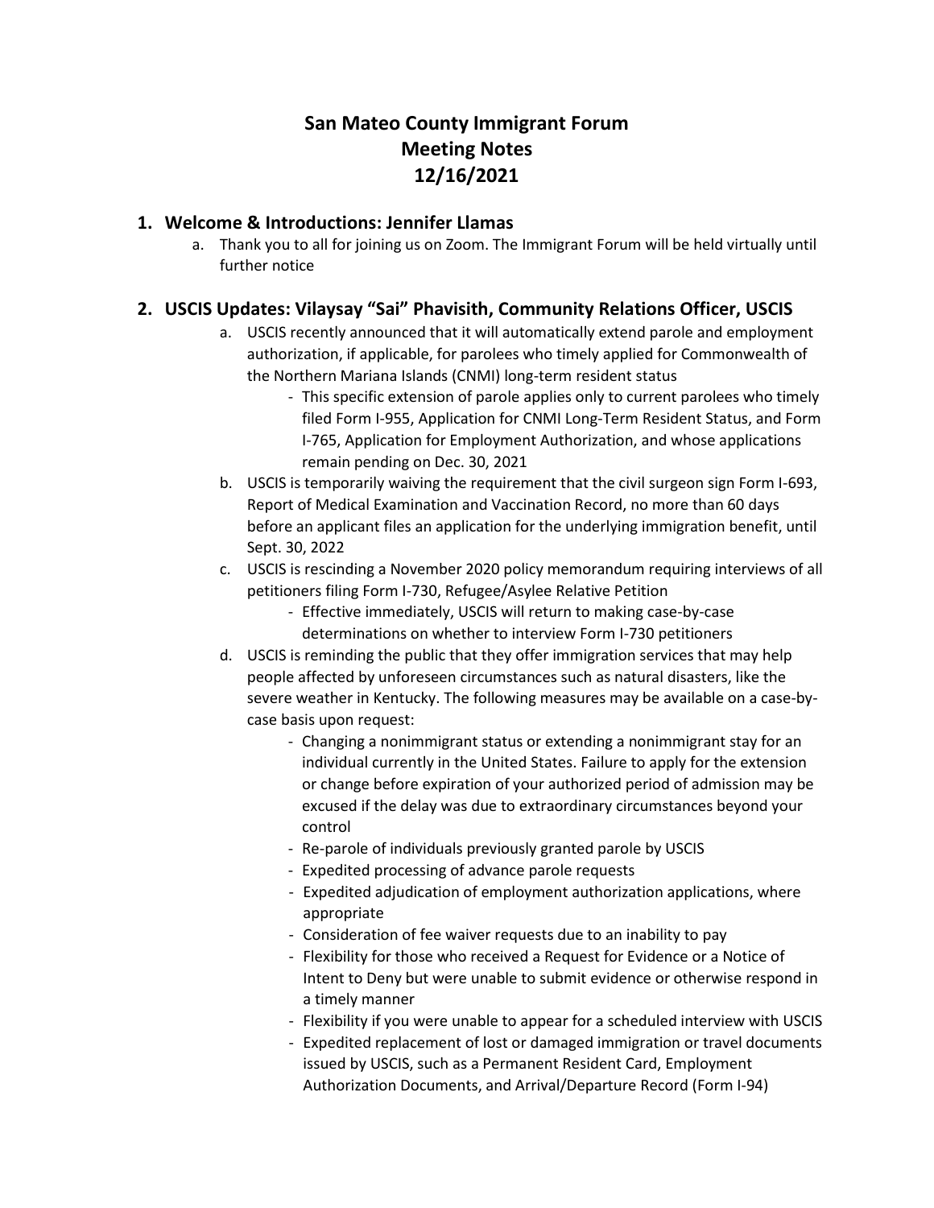# San Mateo County Immigrant Forum
# Meeting Notes
# 12/16/2021

## 1. Welcome & Introductions: Jennifer Llamas

a. Thank you to all for joining us on Zoom. The Immigrant Forum will be held virtually until further notice

## 2. USCIS Updates: Vilaysay "Sai" Phavisith, Community Relations Officer, USCIS

a. USCIS recently announced that it will automatically extend parole and employment authorization, if applicable, for parolees who timely applied for Commonwealth of the Northern Mariana Islands (CNMI) long-term resident status
   - This specific extension of parole applies only to current parolees who timely filed Form I-955, Application for CNMI Long-Term Resident Status, and Form I-765, Application for Employment Authorization, and whose applications remain pending on Dec. 30, 2021

b. USCIS is temporarily waiving the requirement that the civil surgeon sign Form I-693, Report of Medical Examination and Vaccination Record, no more than 60 days before an applicant files an application for the underlying immigration benefit, until Sept. 30, 2022

c. USCIS is rescinding a November 2020 policy memorandum requiring interviews of all petitioners filing Form I-730, Refugee/Asylee Relative Petition
   - Effective immediately, USCIS will return to making case-by-case determinations on whether to interview Form I-730 petitioners

d. USCIS is reminding the public that they offer immigration services that may help people affected by unforeseen circumstances such as natural disasters, like the severe weather in Kentucky. The following measures may be available on a case-by-case basis upon request:
   - Changing a nonimmigrant status or extending a nonimmigrant stay for an individual currently in the United States. Failure to apply for the extension or change before expiration of your authorized period of admission may be excused if the delay was due to extraordinary circumstances beyond your control
   - Re-parole of individuals previously granted parole by USCIS
   - Expedited processing of advance parole requests
   - Expedited adjudication of employment authorization applications, where appropriate
   - Consideration of fee waiver requests due to an inability to pay
   - Flexibility for those who received a Request for Evidence or a Notice of Intent to Deny but were unable to submit evidence or otherwise respond in a timely manner
   - Flexibility if you were unable to appear for a scheduled interview with USCIS
   - Expedited replacement of lost or damaged immigration or travel documents issued by USCIS, such as a Permanent Resident Card, Employment Authorization Documents, and Arrival/Departure Record (Form I-94)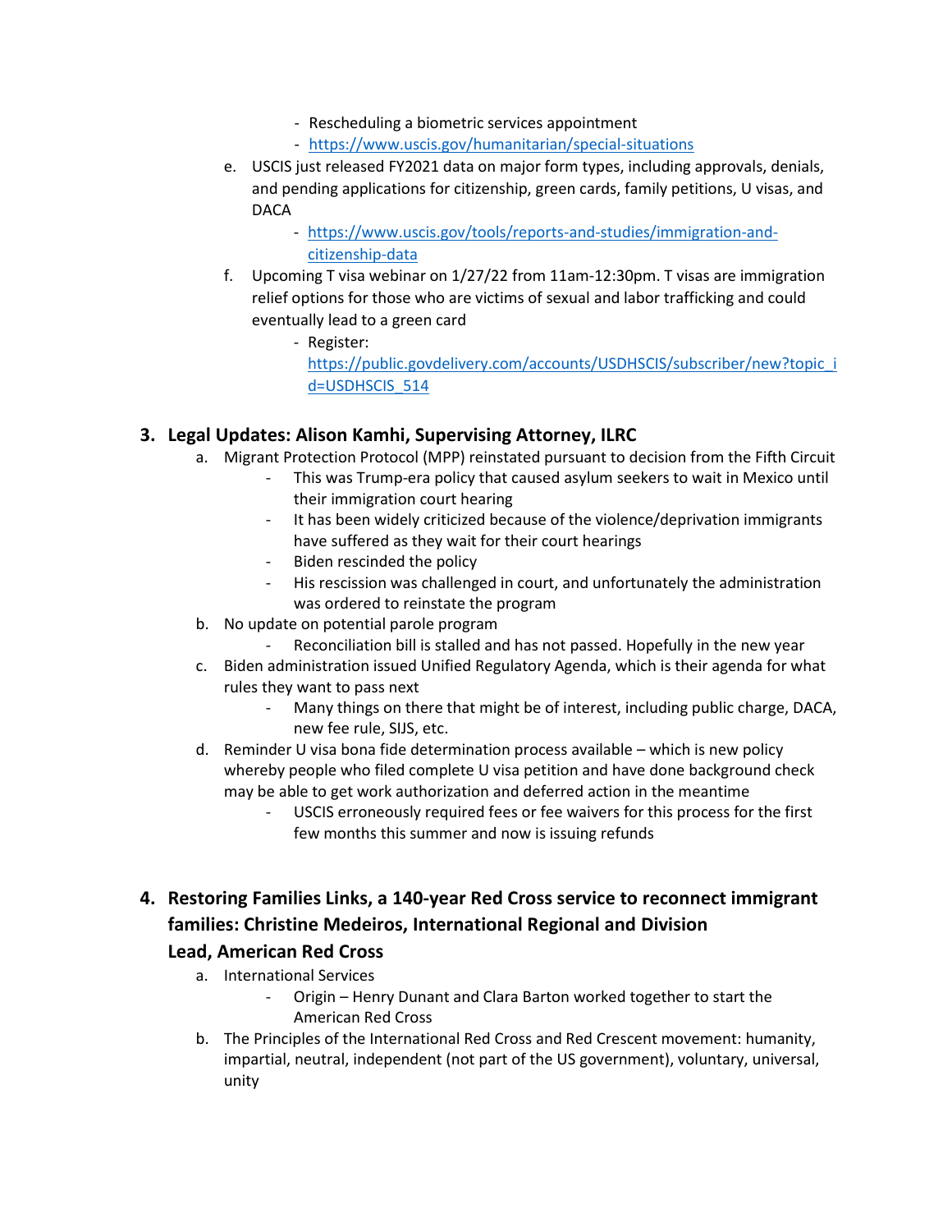- Rescheduling a biometric services appointment
- https://www.uscis.gov/humanitarian/special-situations

e. USCIS just released FY2021 data on major form types, including approvals, denials, and pending applications for citizenship, green cards, family petitions, U visas, and DACA
   - https://www.uscis.gov/tools/reports-and-studies/immigration-and-citizenship-data

f. Upcoming T visa webinar on 1/27/22 from 11am-12:30pm. T visas are immigration relief options for those who are victims of sexual and labor trafficking and could eventually lead to a green card
   - Register: https://public.govdelivery.com/accounts/USDHSCIS/subscriber/new?topic_id=USDHSCIS_514

## 3. Legal Updates: Alison Kamhi, Supervising Attorney, ILRC

a. Migrant Protection Protocol (MPP) reinstated pursuant to decision from the Fifth Circuit
   - This was Trump-era policy that caused asylum seekers to wait in Mexico until their immigration court hearing
   - It has been widely criticized because of the violence/deprivation immigrants have suffered as they wait for their court hearings
   - Biden rescinded the policy
   - His rescission was challenged in court, and unfortunately the administration was ordered to reinstate the program

b. No update on potential parole program
   - Reconciliation bill is stalled and has not passed. Hopefully in the new year

c. Biden administration issued Unified Regulatory Agenda, which is their agenda for what rules they want to pass next
   - Many things on there that might be of interest, including public charge, DACA, new fee rule, SIJS, etc.

d. Reminder U visa bona fide determination process available – which is new policy whereby people who filed complete U visa petition and have done background check may be able to get work authorization and deferred action in the meantime
   - USCIS erroneously required fees or fee waivers for this process for the first few months this summer and now is issuing refunds

## 4. Restoring Families Links, a 140-year Red Cross service to reconnect immigrant families: Christine Medeiros, International Regional and Division Lead, American Red Cross

a. International Services
   - Origin – Henry Dunant and Clara Barton worked together to start the American Red Cross

b. The Principles of the International Red Cross and Red Crescent movement: humanity, impartial, neutral, independent (not part of the US government), voluntary, universal, unity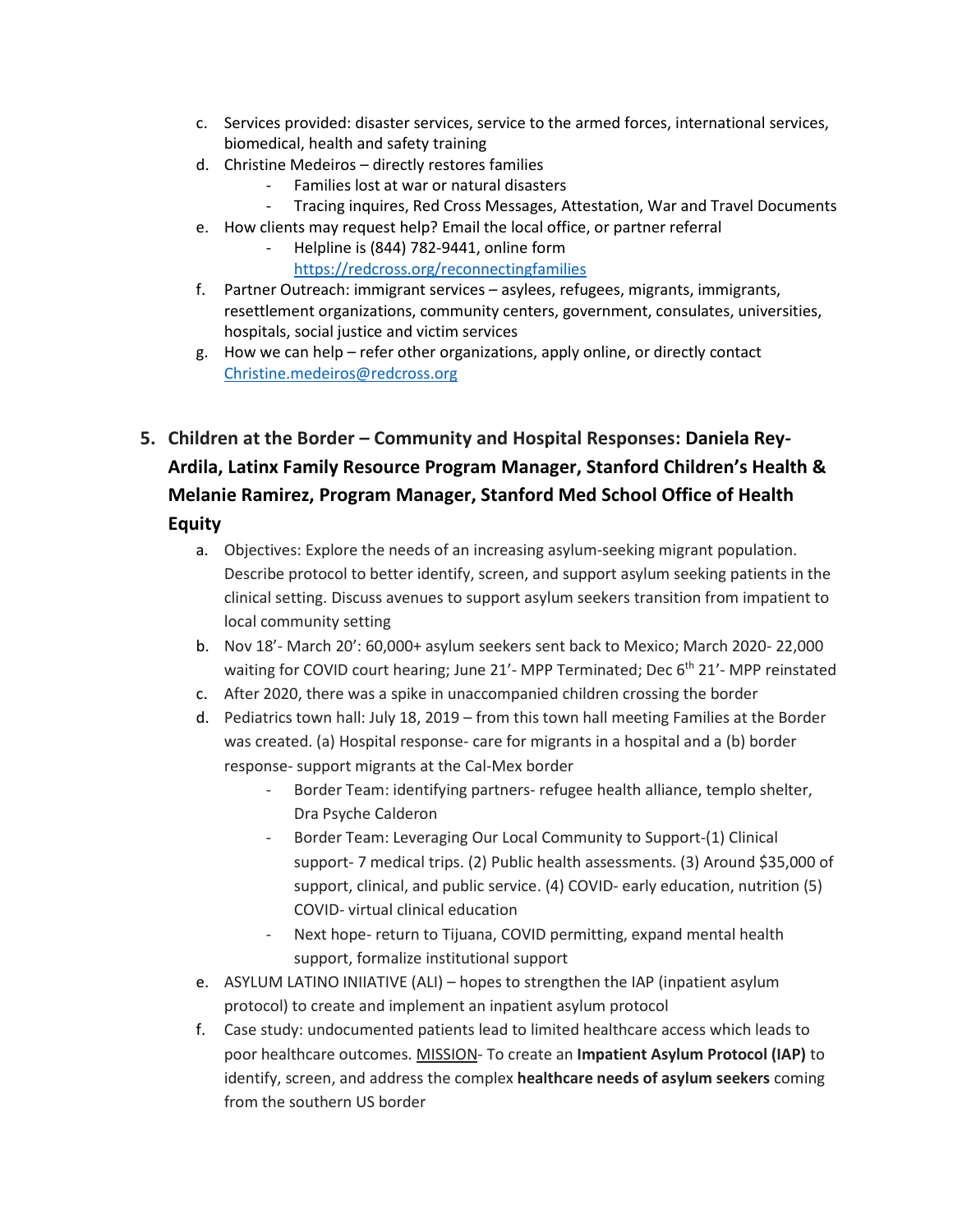c. Services provided: disaster services, service to the armed forces, international services, biomedical, health and safety training
d. Christine Medeiros – directly restores families
    - Families lost at war or natural disasters
    - Tracing inquires, Red Cross Messages, Attestation, War and Travel Documents
e. How clients may request help? Email the local office, or partner referral
    - Helpline is (844) 782-9441, online form https://redcross.org/reconnectingfamilies
f. Partner Outreach: immigrant services – asylees, refugees, migrants, immigrants, resettlement organizations, community centers, government, consulates, universities, hospitals, social justice and victim services
g. How we can help – refer other organizations, apply online, or directly contact Christine.medeiros@redcross.org

5. **Children at the Border – Community and Hospital Responses: Daniela Rey-Ardila, Latinx Family Resource Program Manager, Stanford Children's Health & Melanie Ramirez, Program Manager, Stanford Med School Office of Health Equity**
    a. Objectives: Explore the needs of an increasing asylum-seeking migrant population. Describe protocol to better identify, screen, and support asylum seeking patients in the clinical setting. Discuss avenues to support asylum seekers transition from impatient to local community setting
    b. Nov 18'- March 20': 60,000+ asylum seekers sent back to Mexico; March 2020- 22,000 waiting for COVID court hearing; June 21'- MPP Terminated; Dec 6th 21'- MPP reinstated
    c. After 2020, there was a spike in unaccompanied children crossing the border
    d. Pediatrics town hall: July 18, 2019 – from this town hall meeting Families at the Border was created. (a) Hospital response- care for migrants in a hospital and a (b) border response- support migrants at the Cal-Mex border
        - Border Team: identifying partners- refugee health alliance, templo shelter, Dra Psyche Calderon
        - Border Team: Leveraging Our Local Community to Support-(1) Clinical support- 7 medical trips. (2) Public health assessments. (3) Around $35,000 of support, clinical, and public service. (4) COVID- early education, nutrition (5) COVID- virtual clinical education
        - Next hope- return to Tijuana, COVID permitting, expand mental health support, formalize institutional support
    e. ASYLUM LATINO INIIATIVE (ALI) – hopes to strengthen the IAP (inpatient asylum protocol) to create and implement an inpatient asylum protocol
    f. Case study: undocumented patients lead to limited healthcare access which leads to poor healthcare outcomes. MISSION- To create an **Impatient Asylum Protocol (IAP)** to identify, screen, and address the complex **healthcare needs of asylum seekers** coming from the southern US border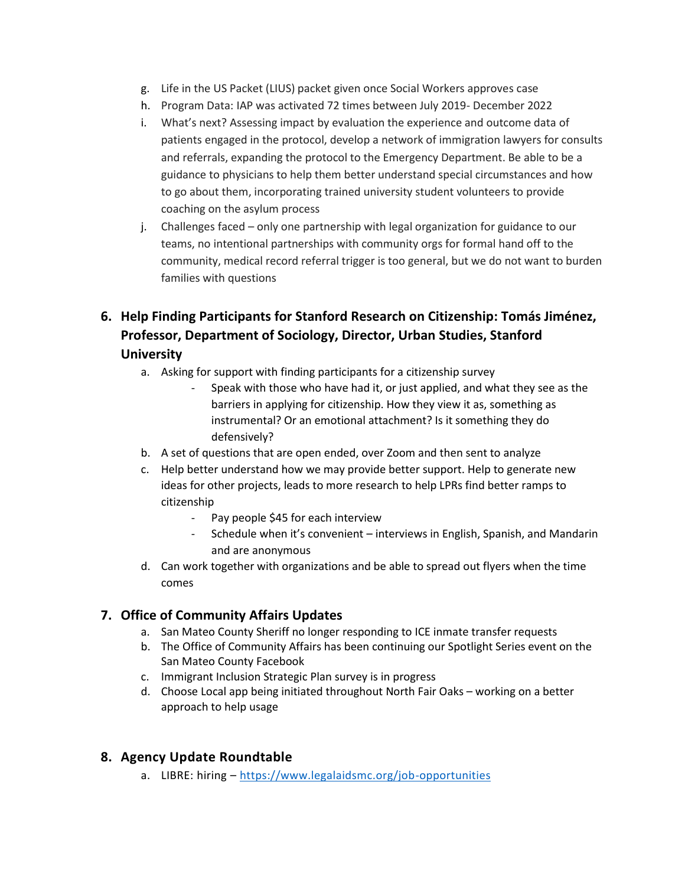g. Life in the US Packet (LIUS) packet given once Social Workers approves case
h. Program Data: IAP was activated 72 times between July 2019- December 2022
i. What's next? Assessing impact by evaluation the experience and outcome data of patients engaged in the protocol, develop a network of immigration lawyers for consults and referrals, expanding the protocol to the Emergency Department. Be able to be a guidance to physicians to help them better understand special circumstances and how to go about them, incorporating trained university student volunteers to provide coaching on the asylum process
j. Challenges faced – only one partnership with legal organization for guidance to our teams, no intentional partnerships with community orgs for formal hand off to the community, medical record referral trigger is too general, but we do not want to burden families with questions

## 6. Help Finding Participants for Stanford Research on Citizenship: Tomás Jiménez, Professor, Department of Sociology, Director, Urban Studies, Stanford University

a. Asking for support with finding participants for a citizenship survey
   - Speak with those who have had it, or just applied, and what they see as the barriers in applying for citizenship. How they view it as, something as instrumental? Or an emotional attachment? Is it something they do defensively?

b. A set of questions that are open ended, over Zoom and then sent to analyze
c. Help better understand how we may provide better support. Help to generate new ideas for other projects, leads to more research to help LPRs find better ramps to citizenship
   - Pay people $45 for each interview
   - Schedule when it's convenient – interviews in English, Spanish, and Mandarin and are anonymous

d. Can work together with organizations and be able to spread out flyers when the time comes

## 7. Office of Community Affairs Updates

a. San Mateo County Sheriff no longer responding to ICE inmate transfer requests
b. The Office of Community Affairs has been continuing our Spotlight Series event on the San Mateo County Facebook
c. Immigrant Inclusion Strategic Plan survey is in progress
d. Choose Local app being initiated throughout North Fair Oaks – working on a better approach to help usage

## 8. Agency Update Roundtable

a. LIBRE: hiring – https://www.legalaidsmc.org/job-opportunities